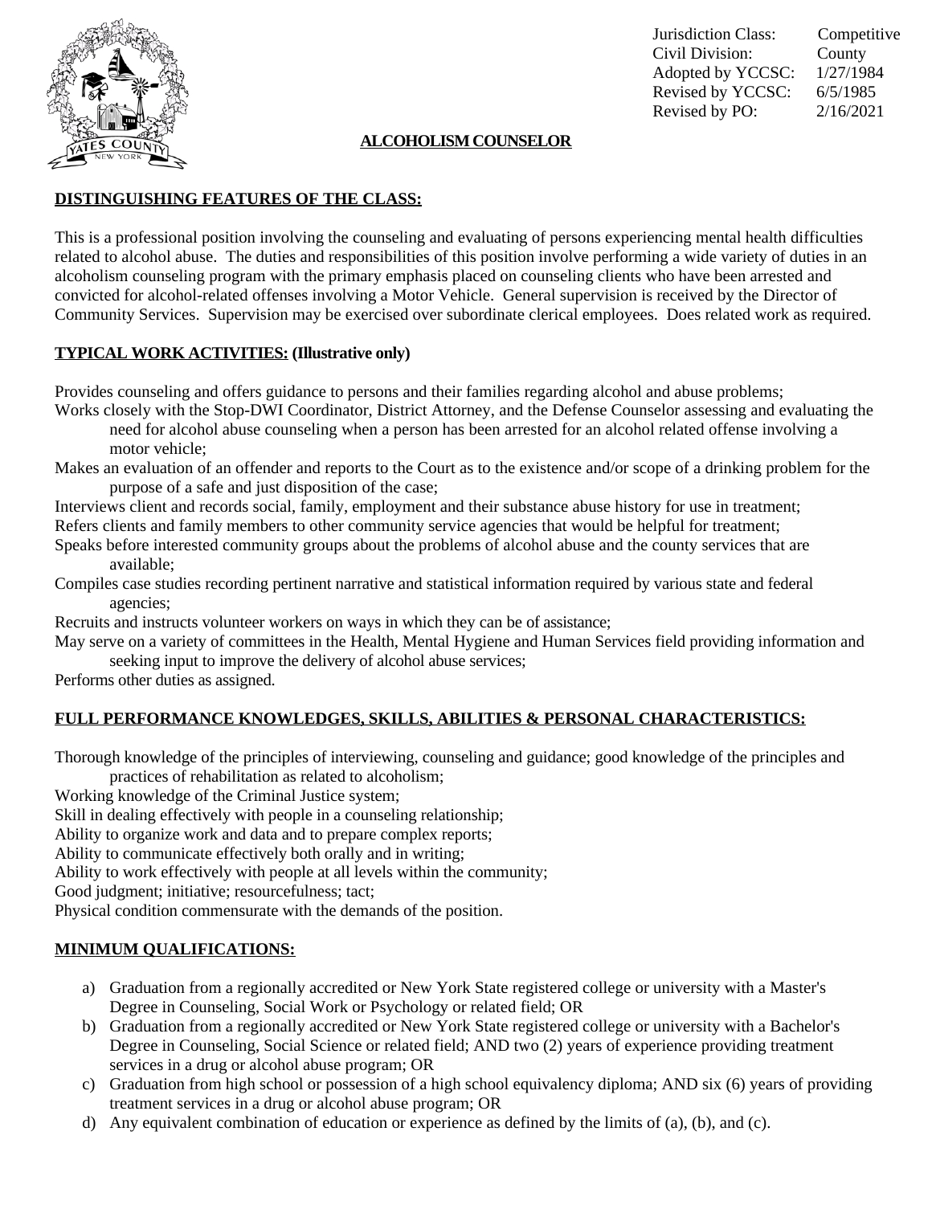| | |
|---|---|
| Jurisdiction Class: | Competitive |
| Civil Division: | County |
| Adopted by YCCSC: | 1/27/1984 |
| Revised by YCCSC: | 6/5/1985 |
| Revised by PO: | 2/16/2021 |

# ALCOHOLISM COUNSELOR

## DISTINGUISHING FEATURES OF THE CLASS:

This is a professional position involving the counseling and evaluating of persons experiencing mental health difficulties related to alcohol abuse. The duties and responsibilities of this position involve performing a wide variety of duties in an alcoholism counseling program with the primary emphasis placed on counseling clients who have been arrested and convicted for alcohol-related offenses involving a Motor Vehicle. General supervision is received by the Director of Community Services. Supervision may be exercised over subordinate clerical employees. Does related work as required.

## TYPICAL WORK ACTIVITIES: (Illustrative only)

Provides counseling and offers guidance to persons and their families regarding alcohol and abuse problems;
Works closely with the Stop-DWI Coordinator, District Attorney, and the Defense Counselor assessing and evaluating the need for alcohol abuse counseling when a person has been arrested for an alcohol related offense involving a motor vehicle;
Makes an evaluation of an offender and reports to the Court as to the existence and/or scope of a drinking problem for the purpose of a safe and just disposition of the case;
Interviews client and records social, family, employment and their substance abuse history for use in treatment;
Refers clients and family members to other community service agencies that would be helpful for treatment;
Speaks before interested community groups about the problems of alcohol abuse and the county services that are available;
Compiles case studies recording pertinent narrative and statistical information required by various state and federal agencies;
Recruits and instructs volunteer workers on ways in which they can be of assistance;
May serve on a variety of committees in the Health, Mental Hygiene and Human Services field providing information and seeking input to improve the delivery of alcohol abuse services;
Performs other duties as assigned.

## FULL PERFORMANCE KNOWLEDGES, SKILLS, ABILITIES & PERSONAL CHARACTERISTICS:

Thorough knowledge of the principles of interviewing, counseling and guidance; good knowledge of the principles and practices of rehabilitation as related to alcoholism;
Working knowledge of the Criminal Justice system;
Skill in dealing effectively with people in a counseling relationship;
Ability to organize work and data and to prepare complex reports;
Ability to communicate effectively both orally and in writing;
Ability to work effectively with people at all levels within the community;
Good judgment; initiative; resourcefulness; tact;
Physical condition commensurate with the demands of the position.

## MINIMUM QUALIFICATIONS:

a) Graduation from a regionally accredited or New York State registered college or university with a Master's Degree in Counseling, Social Work or Psychology or related field; OR
b) Graduation from a regionally accredited or New York State registered college or university with a Bachelor's Degree in Counseling, Social Science or related field; AND two (2) years of experience providing treatment services in a drug or alcohol abuse program; OR
c) Graduation from high school or possession of a high school equivalency diploma; AND six (6) years of providing treatment services in a drug or alcohol abuse program; OR
d) Any equivalent combination of education or experience as defined by the limits of (a), (b), and (c).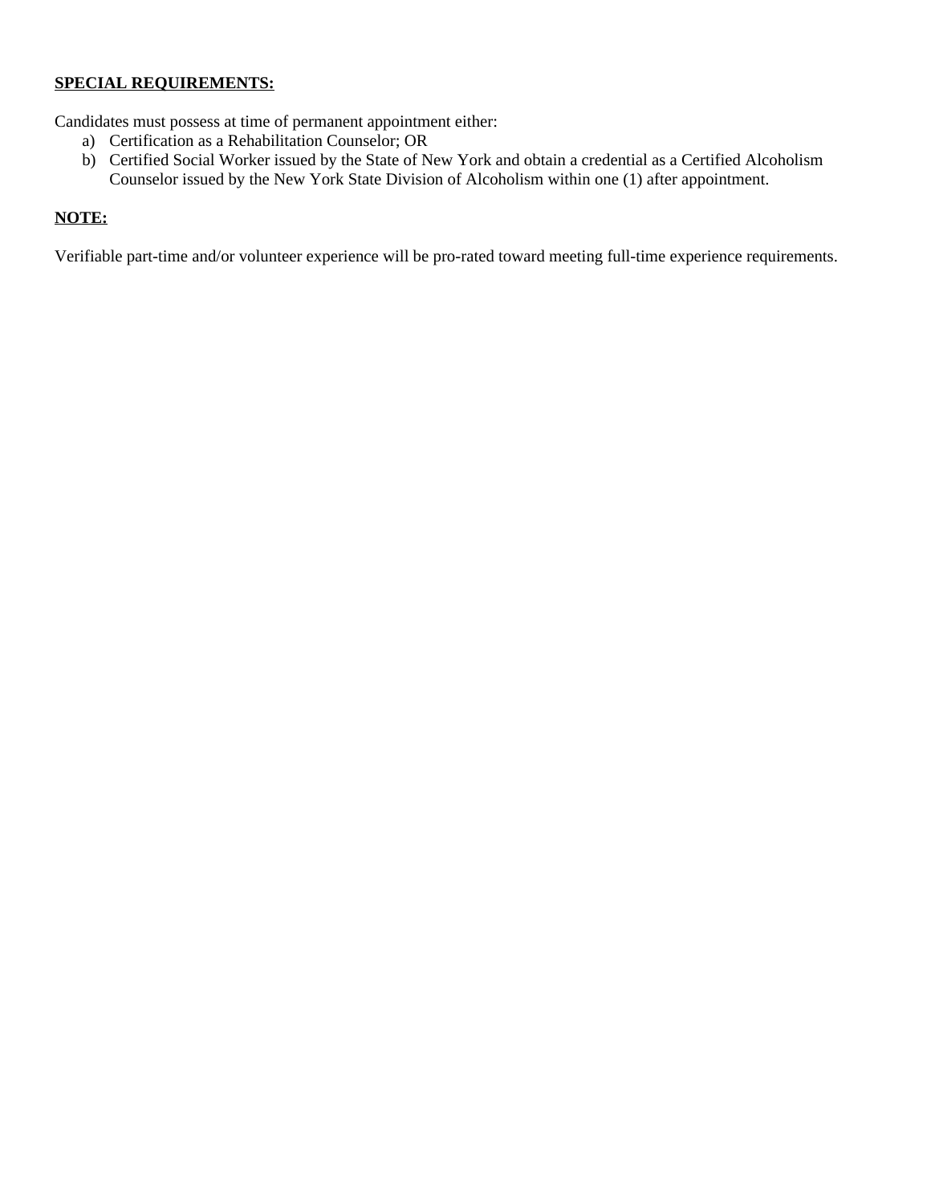**SPECIAL REQUIREMENTS:**

Candidates must possess at time of permanent appointment either:

a) Certification as a Rehabilitation Counselor; OR
b) Certified Social Worker issued by the State of New York and obtain a credential as a Certified Alcoholism Counselor issued by the New York State Division of Alcoholism within one (1) after appointment.

**NOTE:**

Verifiable part-time and/or volunteer experience will be pro-rated toward meeting full-time experience requirements.